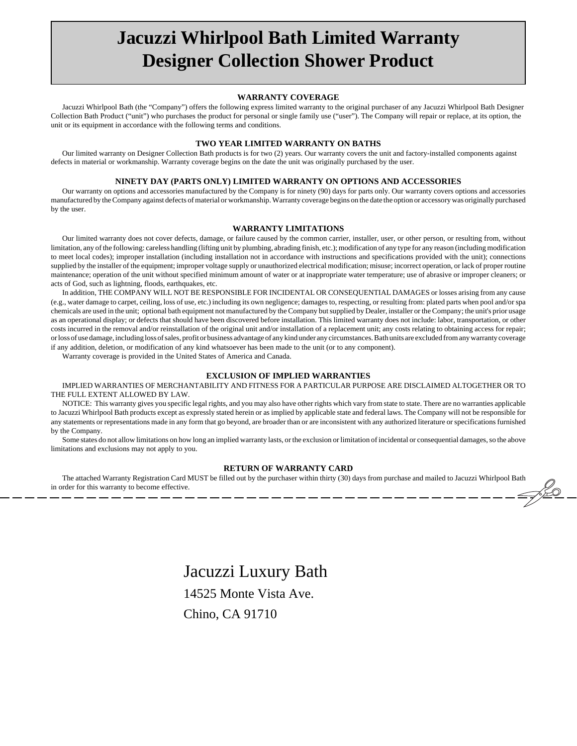# Jacuzzi Whirlpool Bath Limited Warranty
# Designer Collection Shower Product

### WARRANTY COVERAGE

Jacuzzi Whirlpool Bath (the "Company") offers the following express limited warranty to the original purchaser of any Jacuzzi Whirlpool Bath Designer Collection Bath Product ("unit") who purchases the product for personal or single family use ("user"). The Company will repair or replace, at its option, the unit or its equipment in accordance with the following terms and conditions.

### TWO YEAR LIMITED WARRANTY ON BATHS

Our limited warranty on Designer Collection Bath products is for two (2) years. Our warranty covers the unit and factory-installed components against defects in material or workmanship. Warranty coverage begins on the date the unit was originally purchased by the user.

### NINETY DAY (PARTS ONLY) LIMITED WARRANTY ON OPTIONS AND ACCESSORIES

Our warranty on options and accessories manufactured by the Company is for ninety (90) days for parts only. Our warranty covers options and accessories manufactured by the Company against defects of material or workmanship. Warranty coverage begins on the date the option or accessory was originally purchased by the user.

### WARRANTY LIMITATIONS

Our limited warranty does not cover defects, damage, or failure caused by the common carrier, installer, user, or other person, or resulting from, without limitation, any of the following: careless handling (lifting unit by plumbing, abrading finish, etc.); modification of any type for any reason (including modification to meet local codes); improper installation (including installation not in accordance with instructions and specifications provided with the unit); connections supplied by the installer of the equipment; improper voltage supply or unauthorized electrical modification; misuse; incorrect operation, or lack of proper routine maintenance; operation of the unit without specified minimum amount of water or at inappropriate water temperature; use of abrasive or improper cleaners; or acts of God, such as lightning, floods, earthquakes, etc.

In addition, THE COMPANY WILL NOT BE RESPONSIBLE FOR INCIDENTAL OR CONSEQUENTIAL DAMAGES or losses arising from any cause (e.g., water damage to carpet, ceiling, loss of use, etc.) including its own negligence; damages to, respecting, or resulting from: plated parts when pool and/or spa chemicals are used in the unit; optional bath equipment not manufactured by the Company but supplied by Dealer, installer or the Company; the unit's prior usage as an operational display; or defects that should have been discovered before installation. This limited warranty does not include: labor, transportation, or other costs incurred in the removal and/or reinstallation of the original unit and/or installation of a replacement unit; any costs relating to obtaining access for repair; or loss of use damage, including loss of sales, profit or business advantage of any kind under any circumstances. Bath units are excluded from any warranty coverage if any addition, deletion, or modification of any kind whatsoever has been made to the unit (or to any component).

Warranty coverage is provided in the United States of America and Canada.

### EXCLUSION OF IMPLIED WARRANTIES

IMPLIED WARRANTIES OF MERCHANTABILITY AND FITNESS FOR A PARTICULAR PURPOSE ARE DISCLAIMED ALTOGETHER OR TO THE FULL EXTENT ALLOWED BY LAW.

NOTICE: This warranty gives you specific legal rights, and you may also have other rights which vary from state to state. There are no warranties applicable to Jacuzzi Whirlpool Bath products except as expressly stated herein or as implied by applicable state and federal laws. The Company will not be responsible for any statements or representations made in any form that go beyond, are broader than or are inconsistent with any authorized literature or specifications furnished by the Company.

Some states do not allow limitations on how long an implied warranty lasts, or the exclusion or limitation of incidental or consequential damages, so the above limitations and exclusions may not apply to you.

### RETURN OF WARRANTY CARD

The attached Warranty Registration Card MUST be filled out by the purchaser within thirty (30) days from purchase and mailed to Jacuzzi Whirlpool Bath in order for this warranty to become effective.

---

Jacuzzi Luxury Bath
14525 Monte Vista Ave.
Chino, CA 91710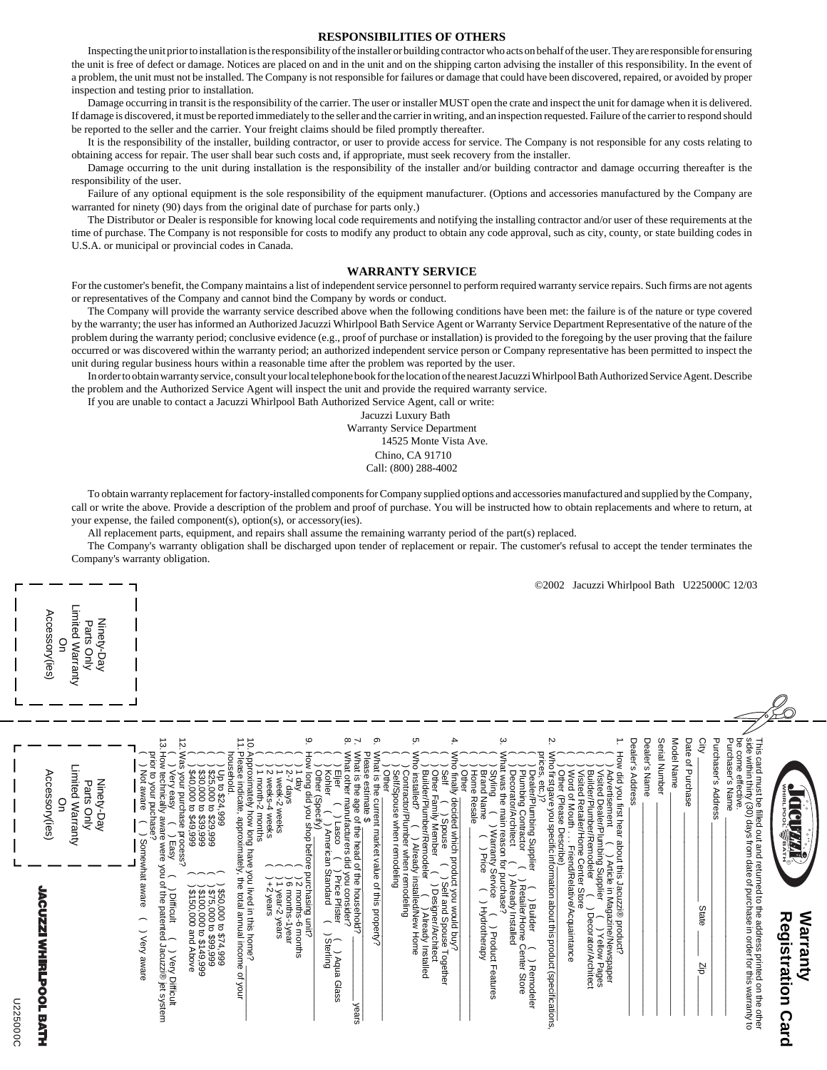## RESPONSIBILITIES OF OTHERS

Inspecting the unit prior to installation is the responsibility of the installer or building contractor who acts on behalf of the user. They are responsible for ensuring the unit is free of defect or damage. Notices are placed on and in the unit and on the shipping carton advising the installer of this responsibility. In the event of a problem, the unit must not be installed. The Company is not responsible for failures or damage that could have been discovered, repaired, or avoided by proper inspection and testing prior to installation.

Damage occurring in transit is the responsibility of the carrier. The user or installer MUST open the crate and inspect the unit for damage when it is delivered. If damage is discovered, it must be reported immediately to the seller and the carrier in writing, and an inspection requested. Failure of the carrier to respond should be reported to the seller and the carrier. Your freight claims should be filed promptly thereafter.

It is the responsibility of the installer, building contractor, or user to provide access for service. The Company is not responsible for any costs relating to obtaining access for repair. The user shall bear such costs and, if appropriate, must seek recovery from the installer.

Damage occurring to the unit during installation is the responsibility of the installer and/or building contractor and damage occurring thereafter is the responsibility of the user.

Failure of any optional equipment is the sole responsibility of the equipment manufacturer. (Options and accessories manufactured by the Company are warranted for ninety (90) days from the original date of purchase for parts only.)

The Distributor or Dealer is responsible for knowing local code requirements and notifying the installing contractor and/or user of these requirements at the time of purchase. The Company is not responsible for costs to modify any product to obtain any code approval, such as city, county, or state building codes in U.S.A. or municipal or provincial codes in Canada.

## WARRANTY SERVICE

For the customer's benefit, the Company maintains a list of independent service personnel to perform required warranty service repairs. Such firms are not agents or representatives of the Company and cannot bind the Company by words or conduct.

The Company will provide the warranty service described above when the following conditions have been met: the failure is of the nature or type covered by the warranty; the user has informed an Authorized Jacuzzi Whirlpool Bath Service Agent or Warranty Service Department Representative of the nature of the problem during the warranty period; conclusive evidence (e.g., proof of purchase or installation) is provided to the foregoing by the user proving that the failure occurred or was discovered within the warranty period; an authorized independent service person or Company representative has been permitted to inspect the unit during regular business hours within a reasonable time after the problem was reported by the user.

In order to obtain warranty service, consult your local telephone book for the location of the nearest Jacuzzi Whirlpool Bath Authorized Service Agent. Describe the problem and the Authorized Service Agent will inspect the unit and provide the required warranty service.

If you are unable to contact a Jacuzzi Whirlpool Bath Authorized Service Agent, call or write:

Jacuzzi Luxury Bath
Warranty Service Department
14525 Monte Vista Ave.
Chino, CA 91710
Call: (800) 288-4002

To obtain warranty replacement for factory-installed components for Company supplied options and accessories manufactured and supplied by the Company, call or write the above. Provide a description of the problem and proof of purchase. You will be instructed how to obtain replacements and where to return, at your expense, the failed component(s), option(s), or accessory(ies).

All replacement parts, equipment, and repairs shall assume the remaining warranty period of the part(s) replaced.

The Company's warranty obligation shall be discharged upon tender of replacement or repair. The customer's refusal to accept the tender terminates the Company's warranty obligation.

©2002 Jacuzzi Whirlpool Bath U225000C 12/03

Ninety-Day Parts Only Limited Warranty On Accessory(ies)

---

# Warranty Registration Card

JACUZZI WHIRLPOOL BATH

This card must be filled out and returned to the address printed on the other side within thirty (30) days from date of purchase in order for this warranty to be come effective.

Purchaser's Name ____________
Purchaser's Address ____________
City ________ State ____ Zip ______
Date of Purchase ____________
Model Name ____________
Serial Number ____________
Dealer's Name ____________
Dealer's Address ____________

1. How did you first hear about this Jacuzzi® product?
   ( ) Advertisement ( ) Article in Magazine/Newspaper
   ( ) Visited Dealer/Plumbing Supplier ( ) Yellow Pages
   ( ) Builder/Plumber/Remodeler ( ) Decorator/Architect
   ( ) Visited Retailer/Home Center Store
   ( ) Word of Mouth . . . Friend/Relative/Acquaintance
   ( ) Other (Please Describe) ____________
2. Who first gave you specific information about this product (specifications, prices, etc.)?
   ( ) Dealer/Plumbing Supplier ( ) Builder ( ) Remodeler
   ( ) Plumbing Contractor ( ) Retailer/Home Center Store
   ( ) Decorator/Architect ( ) Already Installed
3. What was the main reason for purchase?
   ( ) Styling ( ) Warranty Service ( ) Product Features
   ( ) Brand Name ( ) Price ( ) Hydrotherapy
   ( ) Home Resale
   ( ) Other ____________
4. Who finally decided which product you would buy?
   ( ) Self ( ) Spouse ( ) Self and Spouse Together
   ( ) Other Family Member ( ) Designer/Architect
   ( ) Builder/Plumber/Remodeler ( ) Already Installed
5. Who installed? ( ) Already installed/New Home
   ( ) Contractor/Plumber when remodeling
   ( ) Self/Spouse when remodeling
   ( ) Other ____________
6. What is the current market value of this property? Please estimate $ ____________
7. What is the age of the head of the household? ______ years
8. What other manufacturers did you consider?
   ( ) Eljer ( ) Lasco ( ) Price Pfister ( ) Aqua Glass
   ( ) Kohler ( ) American Standard ( ) Sterling
   ( ) Other (Specify) ____________
9. How long did you shop before purchasing unit?
   ( ) 1 day ( ) 2 months-6 months
   ( ) 2-7 days ( ) 6 months-1year
   ( ) 1 week-2 weeks ( ) 1 year-2 years
   ( ) 2 weeks-4 weeks ( ) +2 years
   ( ) 1 month-2 months
10. Approximately how long have you lived in this home? ______
11. Please indicate, approximately, the total annual income of your household.
    ( ) Up to $24,999 ( ) $50,000 to $74,999
    ( ) $25,000 to $29,999 ( ) $75,000 to $99,999
    ( ) $30,000 to $39,999 ( ) $100,000 to $149,999
    ( ) $40,000 to $49,999 ( ) $150,000 and Above
12. Was your purchase process?
    ( ) Very easy ( ) Easy ( ) Difficult ( ) Very Difficult
13. How technically aware were you of the patented Jacuzzi® jet system prior to your purchase?
    ( ) Not aware ( ) Somewhat aware ( ) Very aware

Ninety-Day Parts Only Limited Warranty On Accessory(ies)

JACUZZI WHIRLPOOL BATH

U225000C